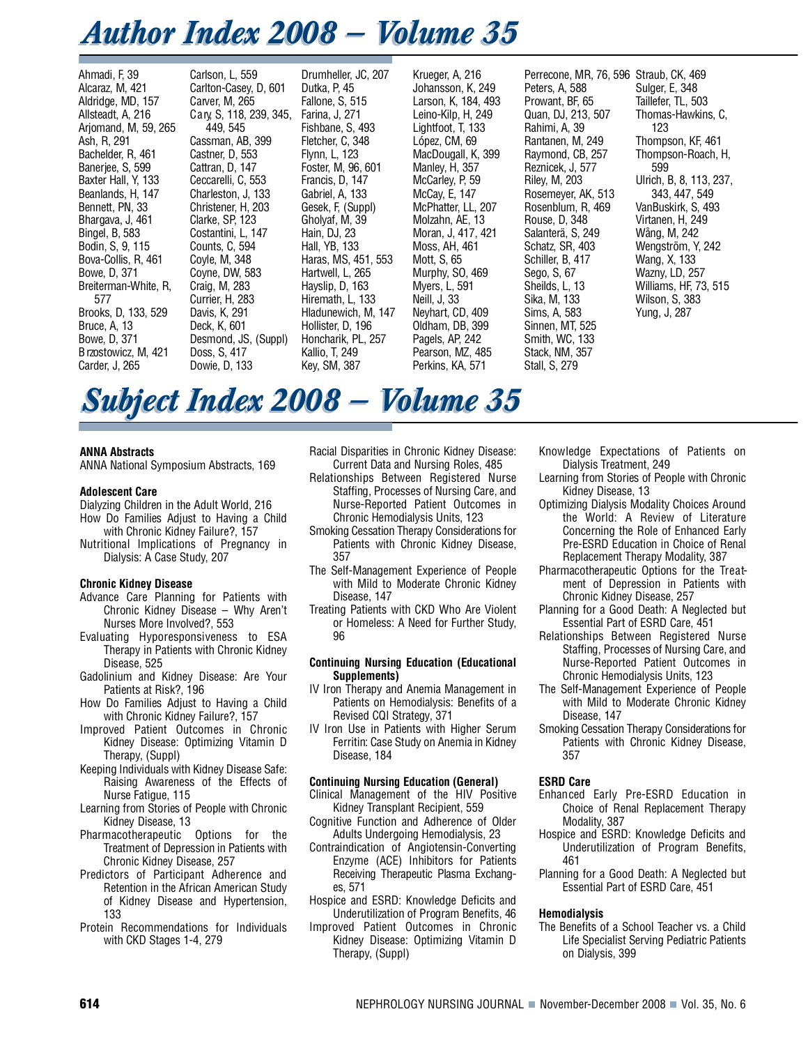# Author Index 2008 – Volume 35

Ahmadi, F, 39
Alcaraz, M, 421
Aldridge, MD, 157
Allsteadt, A, 216
Arjomand, M, 59, 265
Ash, R, 291
Bachelder, R, 461
Banerjee, S, 599
Baxter Hall, Y, 133
Beanlands, H, 147
Bennett, PN, 33
Bhargava, J, 461
Bingel, B, 583
Bodin, S, 9, 115
Bova-Collis, R, 461
Bowe, D, 371
Breiterman-White, R, 577
Brooks, D, 133, 529
Bruce, A, 13
Bowe, D, 371
Brzostowicz, M, 421
Carder, J, 265
Carlson, L, 559
Carlton-Casey, D, 601
Carver, M, 265
Cary, S, 118, 239, 345, 449, 545
Cassman, AB, 399
Castner, D, 553
Cattran, D, 147
Ceccarelli, C, 553
Charleston, J, 133
Christener, H, 203
Clarke, SP, 123
Costantini, L, 147
Counts, C, 594
Coyle, M, 348
Coyne, DW, 583
Craig, M, 283
Currier, H, 283
Davis, K, 291
Deck, K, 601
Desmond, JS, (Suppl)
Doss, S, 417
Dowie, D, 133
Drumheller, JC, 207
Dutka, P, 45
Fallone, S, 515
Farina, J, 271
Fishbane, S, 493
Fletcher, C, 348
Flynn, L, 123
Foster, M, 96, 601
Francis, D, 147
Gabriel, A, 133
Gesek, F, (Suppl)
Gholyaf, M, 39
Hain, DJ, 23
Hall, YB, 133
Haras, MS, 451, 553
Hartwell, L, 265
Hayslip, D, 163
Hiremath, L, 133
Hladunewich, M, 147
Hollister, D, 196
Honcharik, PL, 257
Kallio, T, 249
Key, SM, 387
Krueger, A, 216
Johansson, K, 249
Larson, K, 184, 493
Leino-Kilp, H, 249
Lightfoot, T, 133
López, CM, 69
MacDougall, K, 399
Manley, H, 357
McCarley, P, 59
McCay, E, 147
McPhatter, LL, 207
Molzahn, AE, 13
Moran, J, 417, 421
Moss, AH, 461
Mott, S, 65
Murphy, SO, 469
Myers, L, 591
Neill, J, 33
Neyhart, CD, 409
Oldham, DB, 399
Pagels, AP, 242
Pearson, MZ, 485
Perkins, KA, 571
Perrecone, MR, 76, 596
Peters, A, 588
Prowant, BF, 65
Quan, DJ, 213, 507
Rahimi, A, 39
Rantanen, M, 249
Raymond, CB, 257
Reznicek, J, 577
Riley, M, 203
Rosemeyer, AK, 513
Rosenblum, R, 469
Rouse, D, 348
Salanterä, S, 249
Schatz, SR, 403
Schiller, B, 417
Sego, S, 67
Sheilds, L, 13
Sika, M, 133
Sims, A, 583
Sinnen, MT, 525
Smith, WC, 133
Stack, NM, 357
Stall, S, 279
Straub, CK, 469
Sulger, E, 348
Taillefer, TL, 503
Thomas-Hawkins, C, 123
Thompson, KF, 461
Thompson-Roach, H, 599
Ulrich, B, 8, 113, 237, 343, 447, 549
VanBuskirk, S, 493
Virtanen, H, 249
Wång, M, 242
Wengström, Y, 242
Wang, X, 133
Wazny, LD, 257
Williams, HF, 73, 515
Wilson, S, 383
Yung, J, 287

# Subject Index 2008 – Volume 35

**ANNA Abstracts**

ANNA National Symposium Abstracts, 169

**Adolescent Care**

Dialyzing Children in the Adult World, 216
How Do Families Adjust to Having a Child with Chronic Kidney Failure?, 157
Nutritional Implications of Pregnancy in Dialysis: A Case Study, 207

**Chronic Kidney Disease**

Advance Care Planning for Patients with Chronic Kidney Disease – Why Aren't Nurses More Involved?, 553
Evaluating Hyporesponsiveness to ESA Therapy in Patients with Chronic Kidney Disease, 525
Gadolinium and Kidney Disease: Are Your Patients at Risk?, 196
How Do Families Adjust to Having a Child with Chronic Kidney Failure?, 157
Improved Patient Outcomes in Chronic Kidney Disease: Optimizing Vitamin D Therapy, (Suppl)
Keeping Individuals with Kidney Disease Safe: Raising Awareness of the Effects of Nurse Fatigue, 115
Learning from Stories of People with Chronic Kidney Disease, 13
Pharmacotherapeutic Options for the Treatment of Depression in Patients with Chronic Kidney Disease, 257
Predictors of Participant Adherence and Retention in the African American Study of Kidney Disease and Hypertension, 133
Protein Recommendations for Individuals with CKD Stages 1-4, 279
Racial Disparities in Chronic Kidney Disease: Current Data and Nursing Roles, 485
Relationships Between Registered Nurse Staffing, Processes of Nursing Care, and Nurse-Reported Patient Outcomes in Chronic Hemodialysis Units, 123
Smoking Cessation Therapy Considerations for Patients with Chronic Kidney Disease, 357
The Self-Management Experience of People with Mild to Moderate Chronic Kidney Disease, 147
Treating Patients with CKD Who Are Violent or Homeless: A Need for Further Study, 96

**Continuing Nursing Education (Educational Supplements)**

IV Iron Therapy and Anemia Management in Patients on Hemodialysis: Benefits of a Revised CQI Strategy, 371
IV Iron Use in Patients with Higher Serum Ferritin: Case Study on Anemia in Kidney Disease, 184

**Continuing Nursing Education (General)**

Clinical Management of the HIV Positive Kidney Transplant Recipient, 559
Cognitive Function and Adherence of Older Adults Undergoing Hemodialysis, 23
Contraindication of Angiotensin-Converting Enzyme (ACE) Inhibitors for Patients Receiving Therapeutic Plasma Exchanges, 571
Hospice and ESRD: Knowledge Deficits and Underutilization of Program Benefits, 46
Improved Patient Outcomes in Chronic Kidney Disease: Optimizing Vitamin D Therapy, (Suppl)
Knowledge Expectations of Patients on Dialysis Treatment, 249
Learning from Stories of People with Chronic Kidney Disease, 13
Optimizing Dialysis Modality Choices Around the World: A Review of Literature Concerning the Role of Enhanced Early Pre-ESRD Education in Choice of Renal Replacement Therapy Modality, 387
Pharmacotherapeutic Options for the Treatment of Depression in Patients with Chronic Kidney Disease, 257
Planning for a Good Death: A Neglected but Essential Part of ESRD Care, 451
Relationships Between Registered Nurse Staffing, Processes of Nursing Care, and Nurse-Reported Patient Outcomes in Chronic Hemodialysis Units, 123
The Self-Management Experience of People with Mild to Moderate Chronic Kidney Disease, 147
Smoking Cessation Therapy Considerations for Patients with Chronic Kidney Disease, 357

**ESRD Care**

Enhanced Early Pre-ESRD Education in Choice of Renal Replacement Therapy Modality, 387
Hospice and ESRD: Knowledge Deficits and Underutilization of Program Benefits, 461
Planning for a Good Death: A Neglected but Essential Part of ESRD Care, 451

**Hemodialysis**

The Benefits of a School Teacher vs. a Child Life Specialist Serving Pediatric Patients on Dialysis, 399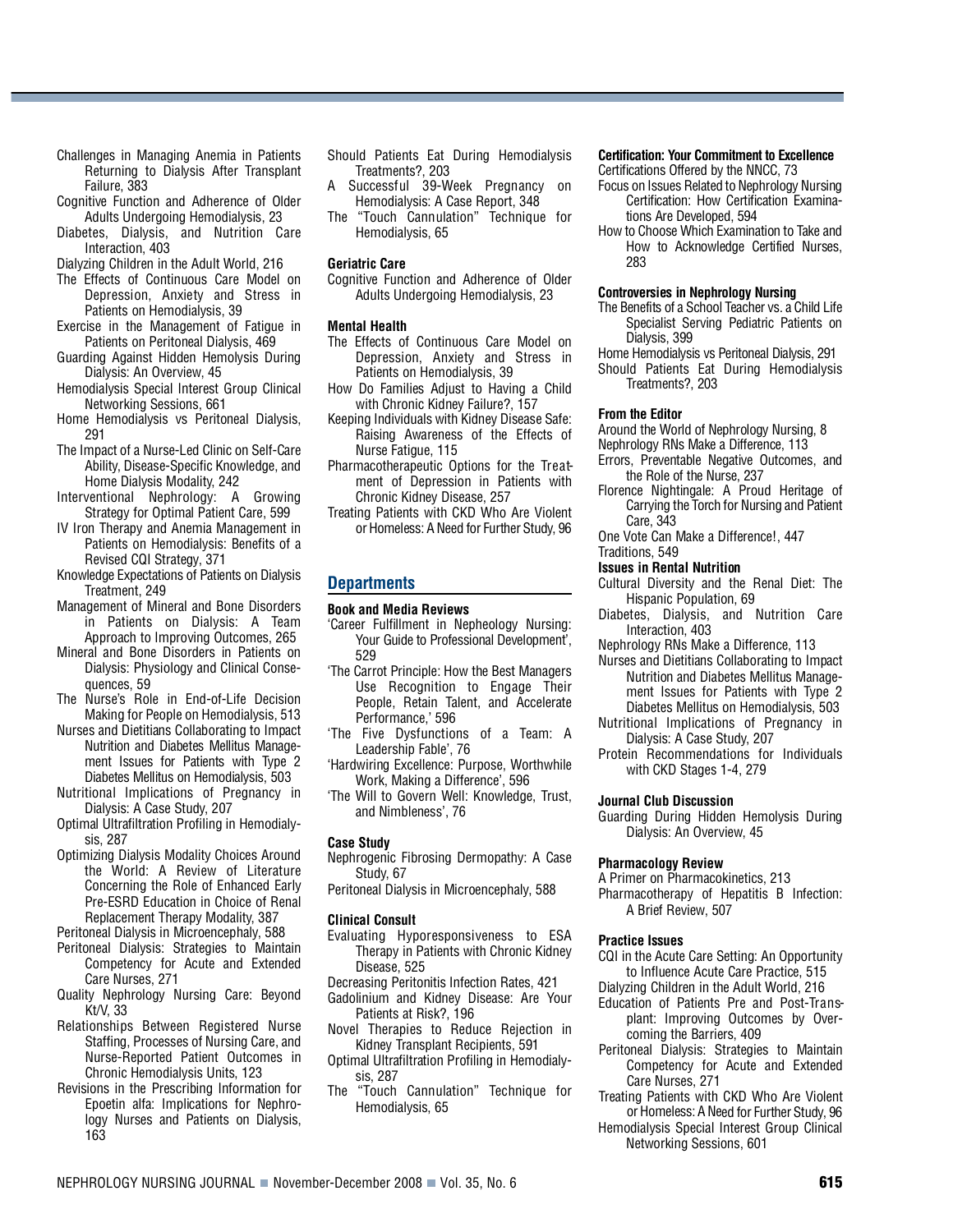Challenges in Managing Anemia in Patients Returning to Dialysis After Transplant Failure, 383

Cognitive Function and Adherence of Older Adults Undergoing Hemodialysis, 23

Diabetes, Dialysis, and Nutrition Care Interaction, 403

Dialyzing Children in the Adult World, 216

The Effects of Continuous Care Model on Depression, Anxiety and Stress in Patients on Hemodialysis, 39

Exercise in the Management of Fatigue in Patients on Peritoneal Dialysis, 469

Guarding Against Hidden Hemolysis During Dialysis: An Overview, 45

Hemodialysis Special Interest Group Clinical Networking Sessions, 661

Home Hemodialysis vs Peritoneal Dialysis, 291

The Impact of a Nurse-Led Clinic on Self-Care Ability, Disease-Specific Knowledge, and Home Dialysis Modality, 242

Interventional Nephrology: A Growing Strategy for Optimal Patient Care, 599

IV Iron Therapy and Anemia Management in Patients on Hemodialysis: Benefits of a Revised CQI Strategy, 371

Knowledge Expectations of Patients on Dialysis Treatment, 249

Management of Mineral and Bone Disorders in Patients on Dialysis: A Team Approach to Improving Outcomes, 265

Mineral and Bone Disorders in Patients on Dialysis: Physiology and Clinical Consequences, 59

The Nurse's Role in End-of-Life Decision Making for People on Hemodialysis, 513

Nurses and Dietitians Collaborating to Impact Nutrition and Diabetes Mellitus Management Issues for Patients with Type 2 Diabetes Mellitus on Hemodialysis, 503

Nutritional Implications of Pregnancy in Dialysis: A Case Study, 207

Optimal Ultrafiltration Profiling in Hemodialysis, 287

Optimizing Dialysis Modality Choices Around the World: A Review of Literature Concerning the Role of Enhanced Early Pre-ESRD Education in Choice of Renal Replacement Therapy Modality, 387

Peritoneal Dialysis in Microencephaly, 588

Peritoneal Dialysis: Strategies to Maintain Competency for Acute and Extended Care Nurses, 271

Quality Nephrology Nursing Care: Beyond Kt/V, 33

Relationships Between Registered Nurse Staffing, Processes of Nursing Care, and Nurse-Reported Patient Outcomes in Chronic Hemodialysis Units, 123

Revisions in the Prescribing Information for Epoetin alfa: Implications for Nephrology Nurses and Patients on Dialysis, 163

Should Patients Eat During Hemodialysis Treatments?, 203

A Successful 39-Week Pregnancy on Hemodialysis: A Case Report, 348

The "Touch Cannulation" Technique for Hemodialysis, 65

**Geriatric Care**

Cognitive Function and Adherence of Older Adults Undergoing Hemodialysis, 23

**Mental Health**

The Effects of Continuous Care Model on Depression, Anxiety and Stress in Patients on Hemodialysis, 39

How Do Families Adjust to Having a Child with Chronic Kidney Failure?, 157

Keeping Individuals with Kidney Disease Safe: Raising Awareness of the Effects of Nurse Fatigue, 115

Pharmacotherapeutic Options for the Treatment of Depression in Patients with Chronic Kidney Disease, 257

Treating Patients with CKD Who Are Violent or Homeless: A Need for Further Study, 96

## Departments

**Book and Media Reviews**

'Career Fulfillment in Nepheology Nursing: Your Guide to Professional Development', 529

'The Carrot Principle: How the Best Managers Use Recognition to Engage Their People, Retain Talent, and Accelerate Performance,' 596

'The Five Dysfunctions of a Team: A Leadership Fable', 76

'Hardwiring Excellence: Purpose, Worthwhile Work, Making a Difference', 596

'The Will to Govern Well: Knowledge, Trust, and Nimbleness', 76

**Case Study**

Nephrogenic Fibrosing Dermopathy: A Case Study, 67

Peritoneal Dialysis in Microencephaly, 588

**Clinical Consult**

Evaluating Hyporesponsiveness to ESA Therapy in Patients with Chronic Kidney Disease, 525

Decreasing Peritonitis Infection Rates, 421

Gadolinium and Kidney Disease: Are Your Patients at Risk?, 196

Novel Therapies to Reduce Rejection in Kidney Transplant Recipients, 591

Optimal Ultrafiltration Profiling in Hemodialysis, 287

The "Touch Cannulation" Technique for Hemodialysis, 65

**Certification: Your Commitment to Excellence**

Certifications Offered by the NNCC, 73

Focus on Issues Related to Nephrology Nursing Certification: How Certification Examinations Are Developed, 594

How to Choose Which Examination to Take and How to Acknowledge Certified Nurses, 283

**Controversies in Nephrology Nursing**

The Benefits of a School Teacher vs. a Child Life Specialist Serving Pediatric Patients on Dialysis, 399

Home Hemodialysis vs Peritoneal Dialysis, 291

Should Patients Eat During Hemodialysis Treatments?, 203

**From the Editor**

Around the World of Nephrology Nursing, 8

Nephrology RNs Make a Difference, 113

Errors, Preventable Negative Outcomes, and the Role of the Nurse, 237

Florence Nightingale: A Proud Heritage of Carrying the Torch for Nursing and Patient Care, 343

One Vote Can Make a Difference!, 447

Traditions, 549

**Issues in Rental Nutrition**

Cultural Diversity and the Renal Diet: The Hispanic Population, 69

Diabetes, Dialysis, and Nutrition Care Interaction, 403

Nephrology RNs Make a Difference, 113

Nurses and Dietitians Collaborating to Impact Nutrition and Diabetes Mellitus Management Issues for Patients with Type 2 Diabetes Mellitus on Hemodialysis, 503

Nutritional Implications of Pregnancy in Dialysis: A Case Study, 207

Protein Recommendations for Individuals with CKD Stages 1-4, 279

**Journal Club Discussion**

Guarding During Hidden Hemolysis During Dialysis: An Overview, 45

**Pharmacology Review**

A Primer on Pharmacokinetics, 213

Pharmacotherapy of Hepatitis B Infection: A Brief Review, 507

**Practice Issues**

CQI in the Acute Care Setting: An Opportunity to Influence Acute Care Practice, 515

Dialyzing Children in the Adult World, 216

Education of Patients Pre and Post-Transplant: Improving Outcomes by Overcoming the Barriers, 409

Peritoneal Dialysis: Strategies to Maintain Competency for Acute and Extended Care Nurses, 271

Treating Patients with CKD Who Are Violent or Homeless: A Need for Further Study, 96

Hemodialysis Special Interest Group Clinical Networking Sessions, 601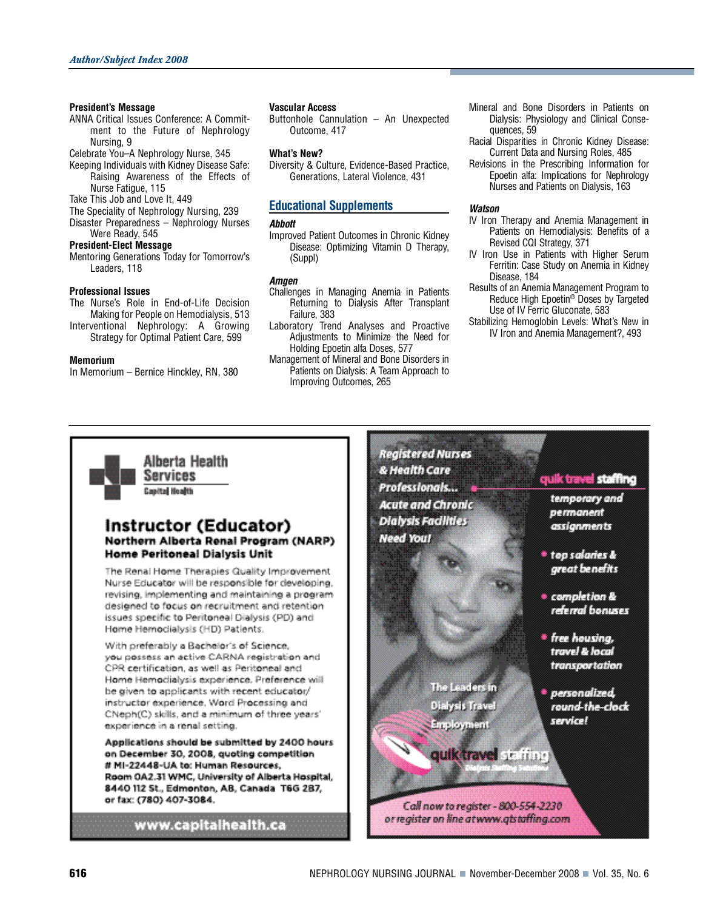**President's Message**

ANNA Critical Issues Conference: A Commitment to the Future of Nephrology Nursing, 9

Celebrate You–A Nephrology Nurse, 345

Keeping Individuals with Kidney Disease Safe: Raising Awareness of the Effects of Nurse Fatigue, 115

Take This Job and Love It, 449

The Speciality of Nephrology Nursing, 239

Disaster Preparedness – Nephrology Nurses Were Ready, 545

**President-Elect Message**

Mentoring Generations Today for Tomorrow's Leaders, 118

**Professional Issues**

The Nurse's Role in End-of-Life Decision Making for People on Hemodialysis, 513

Interventional Nephrology: A Growing Strategy for Optimal Patient Care, 599

**Memorium**

In Memorium – Bernice Hinckley, RN, 380

**Vascular Access**

Buttonhole Cannulation – An Unexpected Outcome, 417

**What's New?**

Diversity & Culture, Evidence-Based Practice, Generations, Lateral Violence, 431

## Educational Supplements

***Abbott***

Improved Patient Outcomes in Chronic Kidney Disease: Optimizing Vitamin D Therapy, (Suppl)

***Amgen***

Challenges in Managing Anemia in Patients Returning to Dialysis After Transplant Failure, 383

Laboratory Trend Analyses and Proactive Adjustments to Minimize the Need for Holding Epoetin alfa Doses, 577

Management of Mineral and Bone Disorders in Patients on Dialysis: A Team Approach to Improving Outcomes, 265

Mineral and Bone Disorders in Patients on Dialysis: Physiology and Clinical Consequences, 59

Racial Disparities in Chronic Kidney Disease: Current Data and Nursing Roles, 485

Revisions in the Prescribing Information for Epoetin alfa: Implications for Nephrology Nurses and Patients on Dialysis, 163

***Watson***

IV Iron Therapy and Anemia Management in Patients on Hemodialysis: Benefits of a Revised CQI Strategy, 371

IV Iron Use in Patients with Higher Serum Ferritin: Case Study on Anemia in Kidney Disease, 184

Results of an Anemia Management Program to Reduce High Epoetin® Doses by Targeted Use of IV Ferric Gluconate, 583

Stabilizing Hemoglobin Levels: What's New in IV Iron and Anemia Management?, 493

---

Alberta Health Services
Capital Health

## Instructor (Educator)

**Northern Alberta Renal Program (NARP)**
**Home Peritoneal Dialysis Unit**

The Renal Home Therapies Quality Improvement Nurse Educator will be responsible for developing, revising, implementing and maintaining a program designed to focus on recruitment and retention issues specific to Peritoneal Dialysis (PD) and Home Hemodialysis (HD) Patients.

With preferably a Bachelor's of Science, you possess an active CARNA registration and CPR certification, as well as Peritoneal and Home Hemodialysis experience. Preference will be given to applicants with recent educator/instructor experience, Word Processing and CNeph(C) skills, and a minimum of three years' experience in a renal setting.

**Applications should be submitted by 2400 hours on December 30, 2008, quoting competition # MI-22448-UA to: Human Resources, Room 0A2.31 WMC, University of Alberta Hospital, 8440 112 St., Edmonton, AB, Canada T6G 2B7, or fax: (780) 407-3084.**

**www.capitalhealth.ca**

---

*Registered Nurses & Health Care Professionals... Acute and Chronic Dialysis Facilities Need You!*

quik travel staffing

*temporary and permanent assignments*

- *top salaries & great benefits*
- *completion & referral bonuses*
- *free housing, travel & local transportation*
- *personalized, round-the-clock service!*

The Leaders in Dialysis Travel Employment

quik travel staffing
Dialysis Staffing Solutions

*Call now to register - 800-554-2230 or register on line at www.qtstaffing.com*